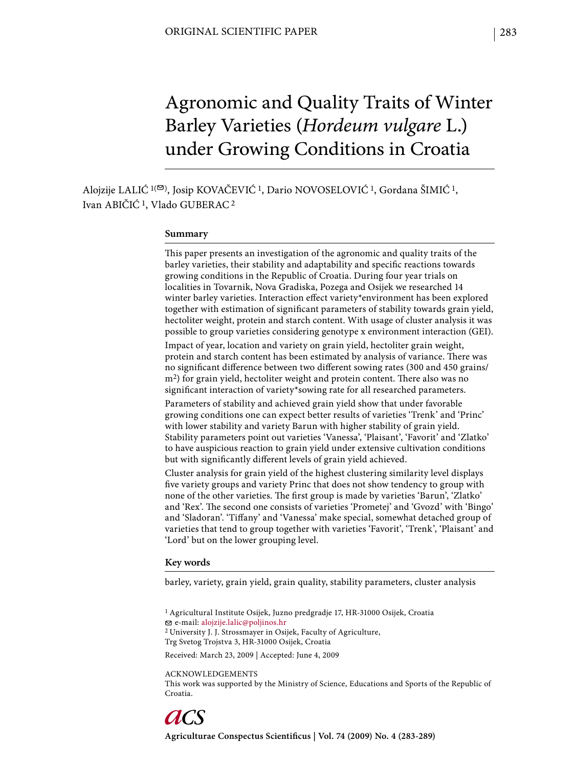# Agronomic and Quality Traits of Winter Barley Varieties (*Hordeum vulgare* L.) under Growing Conditions in Croatia

Alojzije LALIĆ [1(✉)], Josip KOVAČEVIĆ [1], Dario NOVOSELOVIĆ [1], Gordana ŠIMIĆ [1], Ivan ABIČIĆ [1], Vlado GUBERAC [2]

## Summary

This paper presents an investigation of the agronomic and quality traits of the barley varieties, their stability and adaptability and specific reactions towards growing conditions in the Republic of Croatia. During four year trials on localities in Tovarnik, Nova Gradiska, Pozega and Osijek we researched 14 winter barley varieties. Interaction effect variety*environment has been explored together with estimation of significant parameters of stability towards grain yield, hectoliter weight, protein and starch content. With usage of cluster analysis it was possible to group varieties considering genotype x environment interaction (GEI).

Impact of year, location and variety on grain yield, hectoliter grain weight, protein and starch content has been estimated by analysis of variance. There was no significant difference between two different sowing rates (300 and 450 grains/$m^2$) for grain yield, hectoliter weight and protein content. There also was no significant interaction of variety*sowing rate for all researched parameters.

Parameters of stability and achieved grain yield show that under favorable growing conditions one can expect better results of varieties 'Trenk' and 'Princ' with lower stability and variety Barun with higher stability of grain yield. Stability parameters point out varieties 'Vanessa', 'Plaisant', 'Favorit' and 'Zlatko' to have auspicious reaction to grain yield under extensive cultivation conditions but with significantly different levels of grain yield achieved.

Cluster analysis for grain yield of the highest clustering similarity level displays five variety groups and variety Princ that does not show tendency to group with none of the other varieties. The first group is made by varieties 'Barun', 'Zlatko' and 'Rex'. The second one consists of varieties 'Prometej' and 'Gvozd' with 'Bingo' and 'Sladoran'. 'Tiffany' and 'Vanessa' make special, somewhat detached group of varieties that tend to group together with varieties 'Favorit', 'Trenk', 'Plaisant' and 'Lord' but on the lower grouping level.

## Key words

barley, variety, grain yield, grain quality, stability parameters, cluster analysis

[1] Agricultural Institute Osijek, Juzno predgradje 17, HR-31000 Osijek, Croatia
✉ e-mail: alojzije.lalic@poljinos.hr
[2] University J. J. Strossmayer in Osijek, Faculty of Agriculture, Trg Svetog Trojstva 3, HR-31000 Osijek, Croatia

Received: March 23, 2009 | Accepted: June 4, 2009

ACKNOWLEDGEMENTS
This work was supported by the Ministry of Science, Educations and Sports of the Republic of Croatia.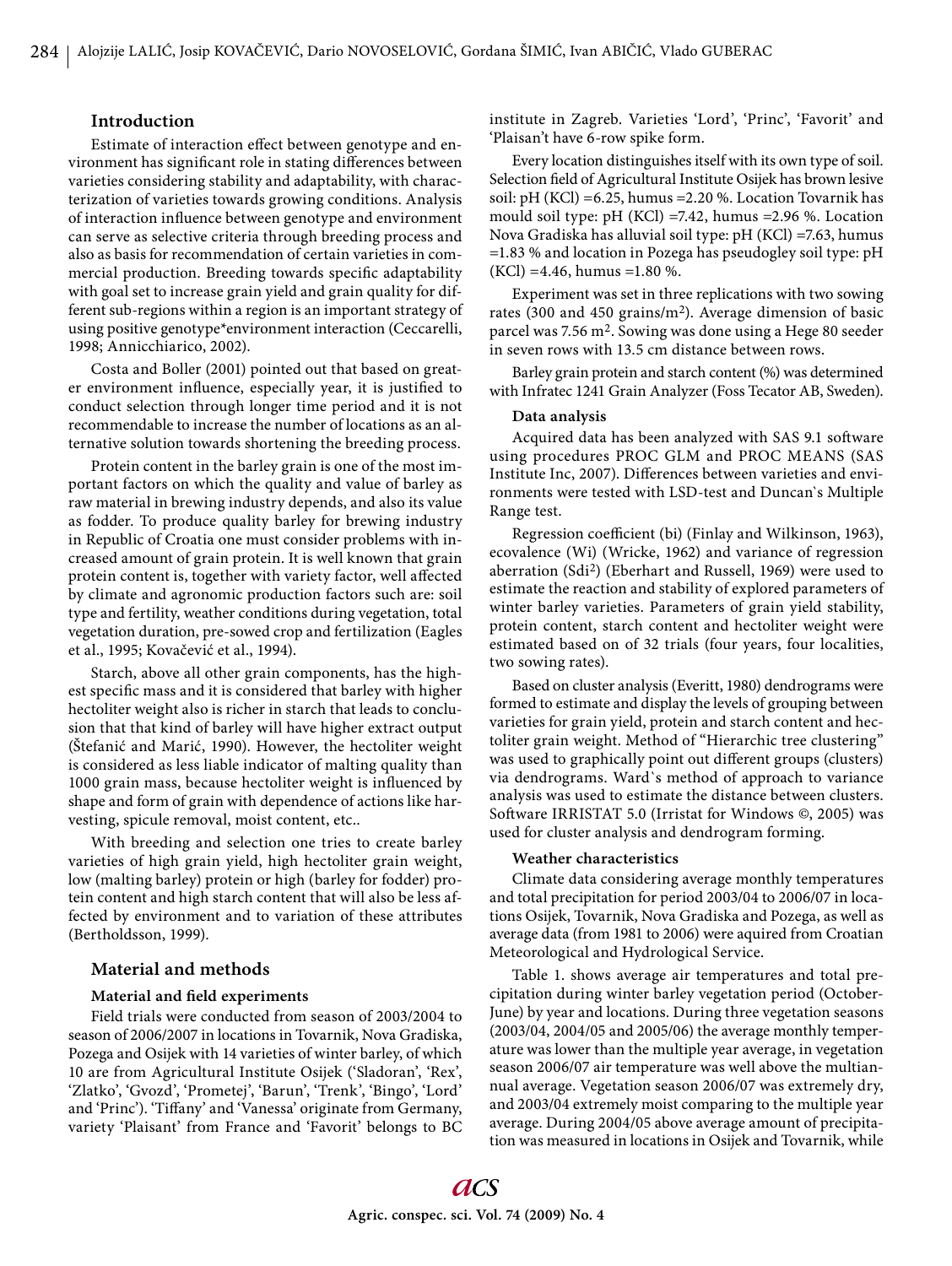## Introduction

Estimate of interaction effect between genotype and environment has significant role in stating differences between varieties considering stability and adaptability, with characterization of varieties towards growing conditions. Analysis of interaction influence between genotype and environment can serve as selective criteria through breeding process and also as basis for recommendation of certain varieties in commercial production. Breeding towards specific adaptability with goal set to increase grain yield and grain quality for different sub-regions within a region is an important strategy of using positive genotype*environment interaction (Ceccarelli, 1998; Annicchiarico, 2002).

Costa and Boller (2001) pointed out that based on greater environment influence, especially year, it is justified to conduct selection through longer time period and it is not recommendable to increase the number of locations as an alternative solution towards shortening the breeding process.

Protein content in the barley grain is one of the most important factors on which the quality and value of barley as raw material in brewing industry depends, and also its value as fodder. To produce quality barley for brewing industry in Republic of Croatia one must consider problems with increased amount of grain protein. It is well known that grain protein content is, together with variety factor, well affected by climate and agronomic production factors such are: soil type and fertility, weather conditions during vegetation, total vegetation duration, pre-sowed crop and fertilization (Eagles et al., 1995; Kovačević et al., 1994).

Starch, above all other grain components, has the highest specific mass and it is considered that barley with higher hectoliter weight also is richer in starch that leads to conclusion that that kind of barley will have higher extract output (Štefanić and Marić, 1990). However, the hectoliter weight is considered as less liable indicator of malting quality than 1000 grain mass, because hectoliter weight is influenced by shape and form of grain with dependence of actions like harvesting, spicule removal, moist content, etc..

With breeding and selection one tries to create barley varieties of high grain yield, high hectoliter grain weight, low (malting barley) protein or high (barley for fodder) protein content and high starch content that will also be less affected by environment and to variation of these attributes (Bertholdsson, 1999).

## Material and methods

### Material and field experiments

Field trials were conducted from season of 2003/2004 to season of 2006/2007 in locations in Tovarnik, Nova Gradiska, Pozega and Osijek with 14 varieties of winter barley, of which 10 are from Agricultural Institute Osijek ('Sladoran', 'Rex', 'Zlatko', 'Gvozd', 'Prometej', 'Barun', 'Trenk', 'Bingo', 'Lord' and 'Princ'). 'Tiffany' and 'Vanessa' originate from Germany, variety 'Plaisant' from France and 'Favorit' belongs to BC institute in Zagreb. Varieties 'Lord', 'Princ', 'Favorit' and 'Plaisan't have 6-row spike form.

Every location distinguishes itself with its own type of soil. Selection field of Agricultural Institute Osijek has brown lesive soil: pH (KCl) =6.25, humus =2.20 %. Location Tovarnik has mould soil type: pH (KCl) =7.42, humus =2.96 %. Location Nova Gradiska has alluvial soil type: pH (KCl) =7.63, humus =1.83 % and location in Pozega has pseudogley soil type: pH (KCl) =4.46, humus =1.80 %.

Experiment was set in three replications with two sowing rates (300 and 450 grains/m$^2$). Average dimension of basic parcel was 7.56 m$^2$. Sowing was done using a Hege 80 seeder in seven rows with 13.5 cm distance between rows.

Barley grain protein and starch content (%) was determined with Infratec 1241 Grain Analyzer (Foss Tecator AB, Sweden).

### Data analysis

Acquired data has been analyzed with SAS 9.1 software using procedures PROC GLM and PROC MEANS (SAS Institute Inc, 2007). Differences between varieties and environments were tested with LSD-test and Duncan`s Multiple Range test.

Regression coefficient (bi) (Finlay and Wilkinson, 1963), ecovalence (Wi) (Wricke, 1962) and variance of regression aberration (Sdi$^2$) (Eberhart and Russell, 1969) were used to estimate the reaction and stability of explored parameters of winter barley varieties. Parameters of grain yield stability, protein content, starch content and hectoliter weight were estimated based on of 32 trials (four years, four localities, two sowing rates).

Based on cluster analysis (Everitt, 1980) dendrograms were formed to estimate and display the levels of grouping between varieties for grain yield, protein and starch content and hectoliter grain weight. Method of "Hierarchic tree clustering" was used to graphically point out different groups (clusters) via dendrograms. Ward`s method of approach to variance analysis was used to estimate the distance between clusters. Software IRRISTAT 5.0 (Irristat for Windows ©, 2005) was used for cluster analysis and dendrogram forming.

### Weather characteristics

Climate data considering average monthly temperatures and total precipitation for period 2003/04 to 2006/07 in locations Osijek, Tovarnik, Nova Gradiska and Pozega, as well as average data (from 1981 to 2006) were aquired from Croatian Meteorological and Hydrological Service.

Table 1. shows average air temperatures and total precipitation during winter barley vegetation period (October-June) by year and locations. During three vegetation seasons (2003/04, 2004/05 and 2005/06) the average monthly temperature was lower than the multiple year average, in vegetation season 2006/07 air temperature was well above the multiannual average. Vegetation season 2006/07 was extremely dry, and 2003/04 extremely moist comparing to the multiple year average. During 2004/05 above average amount of precipitation was measured in locations in Osijek and Tovarnik, while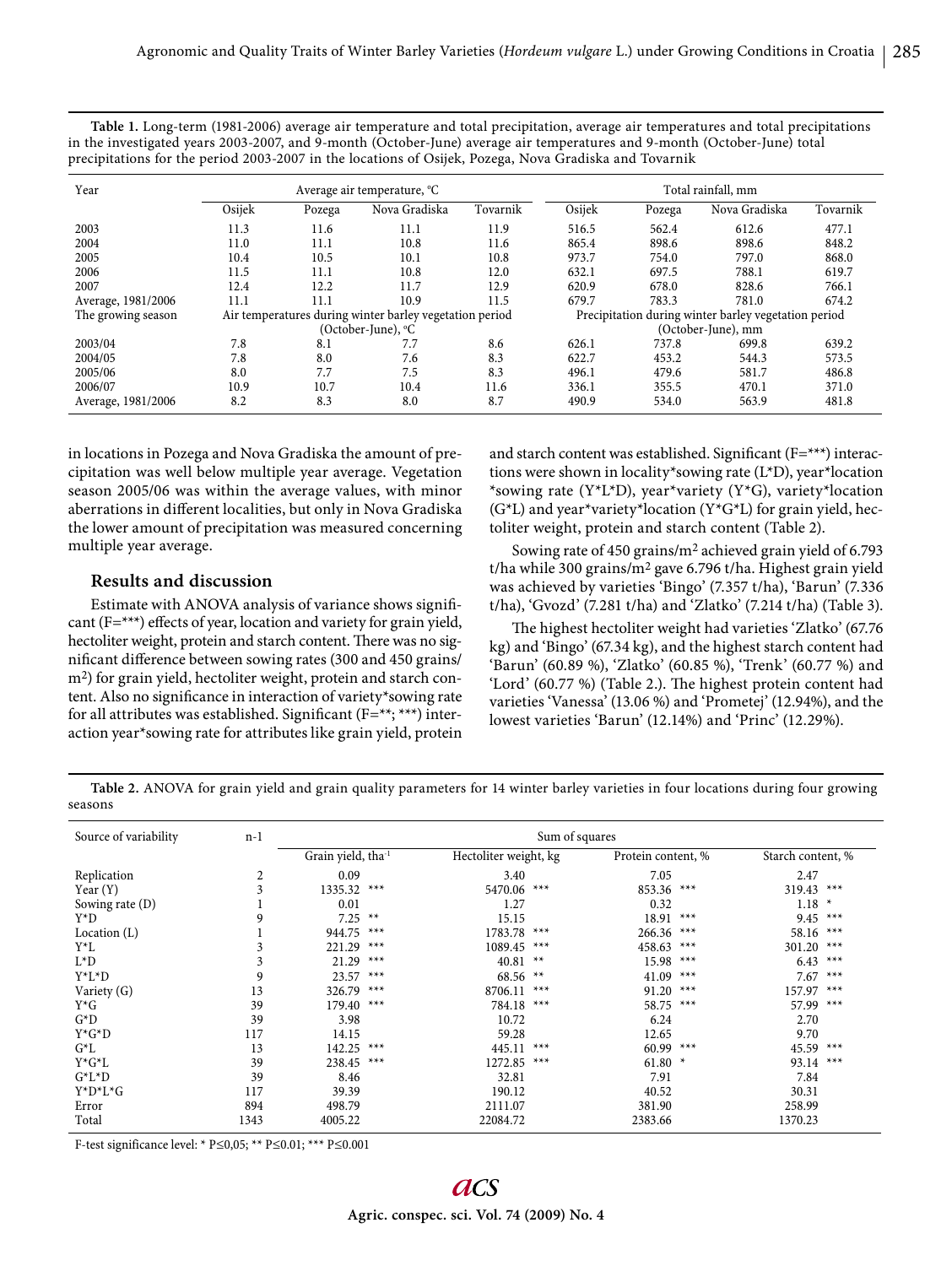**Table 1.** Long-term (1981-2006) average air temperature and total precipitation, average air temperatures and total precipitations in the investigated years 2003-2007, and 9-month (October-June) average air temperatures and 9-month (October-June) total precipitations for the period 2003-2007 in the locations of Osijek, Pozega, Nova Gradiska and Tovarnik

| Year | Average air temperature, °C | | | | Total rainfall, mm | | | |
|---|---|---|---|---|---|---|---|---|
| | Osijek | Pozega | Nova Gradiska | Tovarnik | Osijek | Pozega | Nova Gradiska | Tovarnik |
| 2003 | 11.3 | 11.6 | 11.1 | 11.9 | 516.5 | 562.4 | 612.6 | 477.1 |
| 2004 | 11.0 | 11.1 | 10.8 | 11.6 | 865.4 | 898.6 | 898.6 | 848.2 |
| 2005 | 10.4 | 10.5 | 10.1 | 10.8 | 973.7 | 754.0 | 797.0 | 868.0 |
| 2006 | 11.5 | 11.1 | 10.8 | 12.0 | 632.1 | 697.5 | 788.1 | 619.7 |
| 2007 | 12.4 | 12.2 | 11.7 | 12.9 | 620.9 | 678.0 | 828.6 | 766.1 |
| Average, 1981/2006 | 11.1 | 11.1 | 10.9 | 11.5 | 679.7 | 783.3 | 781.0 | 674.2 |
| The growing season | Air temperatures during winter barley vegetation period (October-June), °C | | | | Precipitation during winter barley vegetation period (October-June), mm | | | |
| 2003/04 | 7.8 | 8.1 | 7.7 | 8.6 | 626.1 | 737.8 | 699.8 | 639.2 |
| 2004/05 | 7.8 | 8.0 | 7.6 | 8.3 | 622.7 | 453.2 | 544.3 | 573.5 |
| 2005/06 | 8.0 | 7.7 | 7.5 | 8.3 | 496.1 | 479.6 | 581.7 | 486.8 |
| 2006/07 | 10.9 | 10.7 | 10.4 | 11.6 | 336.1 | 355.5 | 470.1 | 371.0 |
| Average, 1981/2006 | 8.2 | 8.3 | 8.0 | 8.7 | 490.9 | 534.0 | 563.9 | 481.8 |

in locations in Pozega and Nova Gradiska the amount of precipitation was well below multiple year average. Vegetation season 2005/06 was within the average values, with minor aberrations in different localities, but only in Nova Gradiska the lower amount of precipitation was measured concerning multiple year average.

## Results and discussion

Estimate with ANOVA analysis of variance shows significant (F=***) effects of year, location and variety for grain yield, hectoliter weight, protein and starch content. There was no significant difference between sowing rates (300 and 450 grains/m$^2$) for grain yield, hectoliter weight, protein and starch content. Also no significance in interaction of variety*sowing rate for all attributes was established. Significant (F=**; ***) interaction year*sowing rate for attributes like grain yield, protein and starch content was established. Significant (F=***) interactions were shown in locality*sowing rate (L*D), year*location *sowing rate (Y*L*D), year*variety (Y*G), variety*location (G*L) and year*variety*location (Y*G*L) for grain yield, hectoliter weight, protein and starch content (Table 2).

Sowing rate of 450 grains/m$^2$ achieved grain yield of 6.793 t/ha while 300 grains/m$^2$ gave 6.796 t/ha. Highest grain yield was achieved by varieties 'Bingo' (7.357 t/ha), 'Barun' (7.336 t/ha), 'Gvozd' (7.281 t/ha) and 'Zlatko' (7.214 t/ha) (Table 3).

The highest hectoliter weight had varieties 'Zlatko' (67.76 kg) and 'Bingo' (67.34 kg), and the highest starch content had 'Barun' (60.89 %), 'Zlatko' (60.85 %), 'Trenk' (60.77 %) and 'Lord' (60.77 %) (Table 2.). The highest protein content had varieties 'Vanessa' (13.06 %) and 'Prometej' (12.94%), and the lowest varieties 'Barun' (12.14%) and 'Princ' (12.29%).

**Table 2.** ANOVA for grain yield and grain quality parameters for 14 winter barley varieties in four locations during four growing seasons

| Source of variability | n-1 | Sum of squares | | | |
|---|---|---|---|---|---|
| | | Grain yield, tha$^{-1}$ | Hectoliter weight, kg | Protein content, % | Starch content, % |
| Replication | 2 | 0.09 | 3.40 | 7.05 | 2.47 |
| Year (Y) | 3 | 1335.32 *** | 5470.06 *** | 853.36 *** | 319.43 *** |
| Sowing rate (D) | 1 | 0.01 | 1.27 | 0.32 | 1.18 * |
| Y*D | 9 | 7.25 ** | 15.15 | 18.91 *** | 9.45 *** |
| Location (L) | 1 | 944.75 *** | 1783.78 *** | 266.36 *** | 58.16 *** |
| Y*L | 3 | 221.29 *** | 1089.45 *** | 458.63 *** | 301.20 *** |
| L*D | 3 | 21.29 *** | 40.81 ** | 15.98 *** | 6.43 *** |
| Y*L*D | 9 | 23.57 *** | 68.56 ** | 41.09 *** | 7.67 *** |
| Variety (G) | 13 | 326.79 *** | 8706.11 *** | 91.20 *** | 157.97 *** |
| Y*G | 39 | 179.40 *** | 784.18 *** | 58.75 *** | 57.99 *** |
| G*D | 39 | 3.98 | 10.72 | 6.24 | 2.70 |
| Y*G*D | 117 | 14.15 | 59.28 | 12.65 | 9.70 |
| G*L | 13 | 142.25 *** | 445.11 *** | 60.99 *** | 45.59 *** |
| Y*G*L | 39 | 238.45 *** | 1272.85 *** | 61.80 * | 93.14 *** |
| G*L*D | 39 | 8.46 | 32.81 | 7.91 | 7.84 |
| Y*D*L*G | 117 | 39.39 | 190.12 | 40.52 | 30.31 |
| Error | 894 | 498.79 | 2111.07 | 381.90 | 258.99 |
| Total | 1343 | 4005.22 | 22084.72 | 2383.66 | 1370.23 |

F-test significance level: * P≤0,05; ** P≤0.01; *** P≤0.001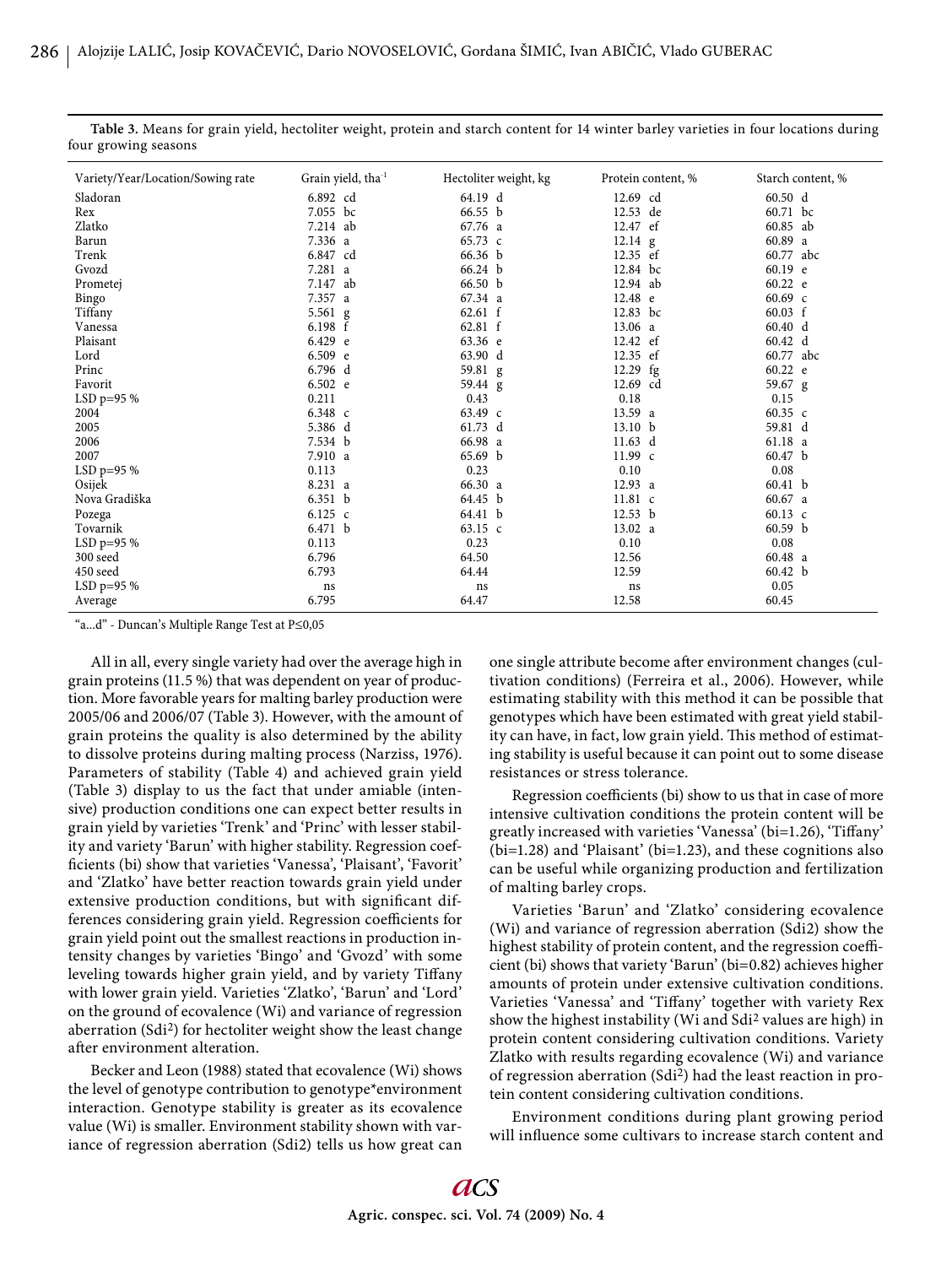**Table 3.** Means for grain yield, hectoliter weight, protein and starch content for 14 winter barley varieties in four locations during four growing seasons

| Variety/Year/Location/Sowing rate | Grain yield, $tha^{-1}$ | Hectoliter weight, kg | Protein content, % | Starch content, % |
|---|---|---|---|---|
| Sladoran | 6.892 cd | 64.19 d | 12.69 cd | 60.50 d |
| Rex | 7.055 bc | 66.55 b | 12.53 de | 60.71 bc |
| Zlatko | 7.214 ab | 67.76 a | 12.47 ef | 60.85 ab |
| Barun | 7.336 a | 65.73 c | 12.14 g | 60.89 a |
| Trenk | 6.847 cd | 66.36 b | 12.35 ef | 60.77 abc |
| Gvozd | 7.281 a | 66.24 b | 12.84 bc | 60.19 e |
| Prometej | 7.147 ab | 66.50 b | 12.94 ab | 60.22 e |
| Bingo | 7.357 a | 67.34 a | 12.48 e | 60.69 c |
| Tiffany | 5.561 g | 62.61 f | 12.83 bc | 60.03 f |
| Vanessa | 6.198 f | 62.81 f | 13.06 a | 60.40 d |
| Plaisant | 6.429 e | 63.36 e | 12.42 ef | 60.42 d |
| Lord | 6.509 e | 63.90 d | 12.35 ef | 60.77 abc |
| Princ | 6.796 d | 59.81 g | 12.29 fg | 60.22 e |
| Favorit | 6.502 e | 59.44 g | 12.69 cd | 59.67 g |
| LSD p=95 % | 0.211 | 0.43 | 0.18 | 0.15 |
| 2004 | 6.348 c | 63.49 c | 13.59 a | 60.35 c |
| 2005 | 5.386 d | 61.73 d | 13.10 b | 59.81 d |
| 2006 | 7.534 b | 66.98 a | 11.63 d | 61.18 a |
| 2007 | 7.910 a | 65.69 b | 11.99 c | 60.47 b |
| LSD p=95 % | 0.113 | 0.23 | 0.10 | 0.08 |
| Osijek | 8.231 a | 66.30 a | 12.93 a | 60.41 b |
| Nova Gradiška | 6.351 b | 64.45 b | 11.81 c | 60.67 a |
| Pozega | 6.125 c | 64.41 b | 12.53 b | 60.13 c |
| Tovarnik | 6.471 b | 63.15 c | 13.02 a | 60.59 b |
| LSD p=95 % | 0.113 | 0.23 | 0.10 | 0.08 |
| 300 seed | 6.796 | 64.50 | 12.56 | 60.48 a |
| 450 seed | 6.793 | 64.44 | 12.59 | 60.42 b |
| LSD p=95 % | ns | ns | ns | 0.05 |
| Average | 6.795 | 64.47 | 12.58 | 60.45 |

"a...d" - Duncan's Multiple Range Test at P≤0,05

All in all, every single variety had over the average high in grain proteins (11.5 %) that was dependent on year of production. More favorable years for malting barley production were 2005/06 and 2006/07 (Table 3). However, with the amount of grain proteins the quality is also determined by the ability to dissolve proteins during malting process (Narziss, 1976). Parameters of stability (Table 4) and achieved grain yield (Table 3) display to us the fact that under amiable (intensive) production conditions one can expect better results in grain yield by varieties 'Trenk' and 'Princ' with lesser stability and variety 'Barun' with higher stability. Regression coefficients (bi) show that varieties 'Vanessa', 'Plaisant', 'Favorit' and 'Zlatko' have better reaction towards grain yield under extensive production conditions, but with significant differences considering grain yield. Regression coefficients for grain yield point out the smallest reactions in production intensity changes by varieties 'Bingo' and 'Gvozd' with some leveling towards higher grain yield, and by variety Tiffany with lower grain yield. Varieties 'Zlatko', 'Barun' and 'Lord' on the ground of ecovalence (Wi) and variance of regression aberration ($Sdi^2$) for hectoliter weight show the least change after environment alteration.

Becker and Leon (1988) stated that ecovalence (Wi) shows the level of genotype contribution to genotype*environment interaction. Genotype stability is greater as its ecovalence value (Wi) is smaller. Environment stability shown with variance of regression aberration (Sdi2) tells us how great can one single attribute become after environment changes (cultivation conditions) (Ferreira et al., 2006). However, while estimating stability with this method it can be possible that genotypes which have been estimated with great yield stability can have, in fact, low grain yield. This method of estimating stability is useful because it can point out to some disease resistances or stress tolerance.

Regression coefficients (bi) show to us that in case of more intensive cultivation conditions the protein content will be greatly increased with varieties 'Vanessa' (bi=1.26), 'Tiffany' (bi=1.28) and 'Plaisant' (bi=1.23), and these cognitions also can be useful while organizing production and fertilization of malting barley crops.

Varieties 'Barun' and 'Zlatko' considering ecovalence (Wi) and variance of regression aberration (Sdi2) show the highest stability of protein content, and the regression coefficient (bi) shows that variety 'Barun' (bi=0.82) achieves higher amounts of protein under extensive cultivation conditions. Varieties 'Vanessa' and 'Tiffany' together with variety Rex show the highest instability (Wi and $Sdi^2$ values are high) in protein content considering cultivation conditions. Variety Zlatko with results regarding ecovalence (Wi) and variance of regression aberration ($Sdi^2$) had the least reaction in protein content considering cultivation conditions.

Environment conditions during plant growing period will influence some cultivars to increase starch content and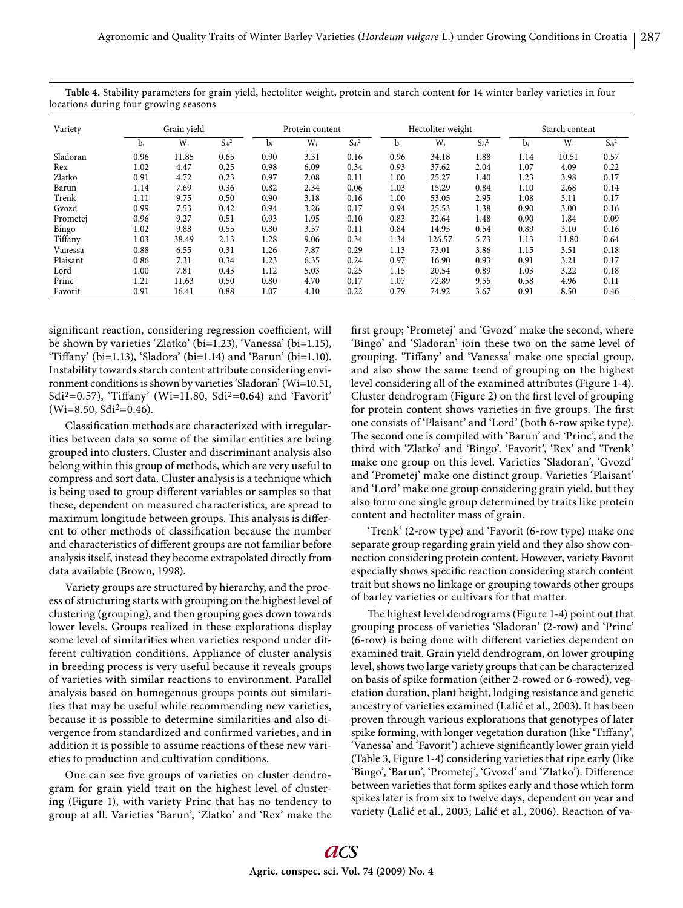**Table 4.** Stability parameters for grain yield, hectoliter weight, protein and starch content for 14 winter barley varieties in four locations during four growing seasons

| Variety | Grain yield | | | Protein content | | | Hectoliter weight | | | Starch content | | |
|---|---|---|---|---|---|---|---|---|---|---|---|---|
| | $b_i$ | $W_i$ | $S_{di}^2$ | $b_i$ | $W_i$ | $S_{di}^2$ | $b_i$ | $W_i$ | $S_{di}^2$ | $b_i$ | $W_i$ | $S_{di}^2$ |
| Sladoran | 0.96 | 11.85 | 0.65 | 0.90 | 3.31 | 0.16 | 0.96 | 34.18 | 1.88 | 1.14 | 10.51 | 0.57 |
| Rex | 1.02 | 4.47 | 0.25 | 0.98 | 6.09 | 0.34 | 0.93 | 37.62 | 2.04 | 1.07 | 4.09 | 0.22 |
| Zlatko | 0.91 | 4.72 | 0.23 | 0.97 | 2.08 | 0.11 | 1.00 | 25.27 | 1.40 | 1.23 | 3.98 | 0.17 |
| Barun | 1.14 | 7.69 | 0.36 | 0.82 | 2.34 | 0.06 | 1.03 | 15.29 | 0.84 | 1.10 | 2.68 | 0.14 |
| Trenk | 1.11 | 9.75 | 0.50 | 0.90 | 3.18 | 0.16 | 1.00 | 53.05 | 2.95 | 1.08 | 3.11 | 0.17 |
| Gvozd | 0.99 | 7.53 | 0.42 | 0.94 | 3.26 | 0.17 | 0.94 | 25.53 | 1.38 | 0.90 | 3.00 | 0.16 |
| Prometej | 0.96 | 9.27 | 0.51 | 0.93 | 1.95 | 0.10 | 0.83 | 32.64 | 1.48 | 0.90 | 1.84 | 0.09 |
| Bingo | 1.02 | 9.88 | 0.55 | 0.80 | 3.57 | 0.11 | 0.84 | 14.95 | 0.54 | 0.89 | 3.10 | 0.16 |
| Tiffany | 1.03 | 38.49 | 2.13 | 1.28 | 9.06 | 0.34 | 1.34 | 126.57 | 5.73 | 1.13 | 11.80 | 0.64 |
| Vanessa | 0.88 | 6.55 | 0.31 | 1.26 | 7.87 | 0.29 | 1.13 | 73.01 | 3.86 | 1.15 | 3.51 | 0.18 |
| Plaisant | 0.86 | 7.31 | 0.34 | 1.23 | 6.35 | 0.24 | 0.97 | 16.90 | 0.93 | 0.91 | 3.21 | 0.17 |
| Lord | 1.00 | 7.81 | 0.43 | 1.12 | 5.03 | 0.25 | 1.15 | 20.54 | 0.89 | 1.03 | 3.22 | 0.18 |
| Princ | 1.21 | 11.63 | 0.50 | 0.80 | 4.70 | 0.17 | 1.07 | 72.89 | 9.55 | 0.58 | 4.96 | 0.11 |
| Favorit | 0.91 | 16.41 | 0.88 | 1.07 | 4.10 | 0.22 | 0.79 | 74.92 | 3.67 | 0.91 | 8.50 | 0.46 |

significant reaction, considering regression coefficient, will be shown by varieties 'Zlatko' (bi=1.23), 'Vanessa' (bi=1.15), 'Tiffany' (bi=1.13), 'Sladora' (bi=1.14) and 'Barun' (bi=1.10). Instability towards starch content attribute considering environment conditions is shown by varieties 'Sladoran' (Wi=10.51, $Sdi^2$=0.57), 'Tiffany' (Wi=11.80, $Sdi^2$=0.64) and 'Favorit' (Wi=8.50, $Sdi^2$=0.46).

Classification methods are characterized with irregularities between data so some of the similar entities are being grouped into clusters. Cluster and discriminant analysis also belong within this group of methods, which are very useful to compress and sort data. Cluster analysis is a technique which is being used to group different variables or samples so that these, dependent on measured characteristics, are spread to maximum longitude between groups. This analysis is different to other methods of classification because the number and characteristics of different groups are not familiar before analysis itself, instead they become extrapolated directly from data available (Brown, 1998).

Variety groups are structured by hierarchy, and the process of structuring starts with grouping on the highest level of clustering (grouping), and then grouping goes down towards lower levels. Groups realized in these explorations display some level of similarities when varieties respond under different cultivation conditions. Appliance of cluster analysis in breeding process is very useful because it reveals groups of varieties with similar reactions to environment. Parallel analysis based on homogenous groups points out similarities that may be useful while recommending new varieties, because it is possible to determine similarities and also divergence from standardized and confirmed varieties, and in addition it is possible to assume reactions of these new varieties to production and cultivation conditions.

One can see five groups of varieties on cluster dendrogram for grain yield trait on the highest level of clustering (Figure 1), with variety Princ that has no tendency to group at all. Varieties 'Barun', 'Zlatko' and 'Rex' make the first group; 'Prometej' and 'Gvozd' make the second, where 'Bingo' and 'Sladoran' join these two on the same level of grouping. 'Tiffany' and 'Vanessa' make one special group, and also show the same trend of grouping on the highest level considering all of the examined attributes (Figure 1-4). Cluster dendrogram (Figure 2) on the first level of grouping for protein content shows varieties in five groups. The first one consists of 'Plaisant' and 'Lord' (both 6-row spike type). The second one is compiled with 'Barun' and 'Princ', and the third with 'Zlatko' and 'Bingo'. 'Favorit', 'Rex' and 'Trenk' make one group on this level. Varieties 'Sladoran', 'Gvozd' and 'Prometej' make one distinct group. Varieties 'Plaisant' and 'Lord' make one group considering grain yield, but they also form one single group determined by traits like protein content and hectoliter mass of grain.

'Trenk' (2-row type) and 'Favorit (6-row type) make one separate group regarding grain yield and they also show connection considering protein content. However, variety Favorit especially shows specific reaction considering starch content trait but shows no linkage or grouping towards other groups of barley varieties or cultivars for that matter.

The highest level dendrograms (Figure 1-4) point out that grouping process of varieties 'Sladoran' (2-row) and 'Princ' (6-row) is being done with different varieties dependent on examined trait. Grain yield dendrogram, on lower grouping level, shows two large variety groups that can be characterized on basis of spike formation (either 2-rowed or 6-rowed), vegetation duration, plant height, lodging resistance and genetic ancestry of varieties examined (Lalić et al., 2003). It has been proven through various explorations that genotypes of later spike forming, with longer vegetation duration (like 'Tiffany', 'Vanessa' and 'Favorit') achieve significantly lower grain yield (Table 3, Figure 1-4) considering varieties that ripe early (like 'Bingo', 'Barun', 'Prometej', 'Gvozd' and 'Zlatko'). Difference between varieties that form spikes early and those which form spikes later is from six to twelve days, dependent on year and variety (Lalić et al., 2003; Lalić et al., 2006). Reaction of va-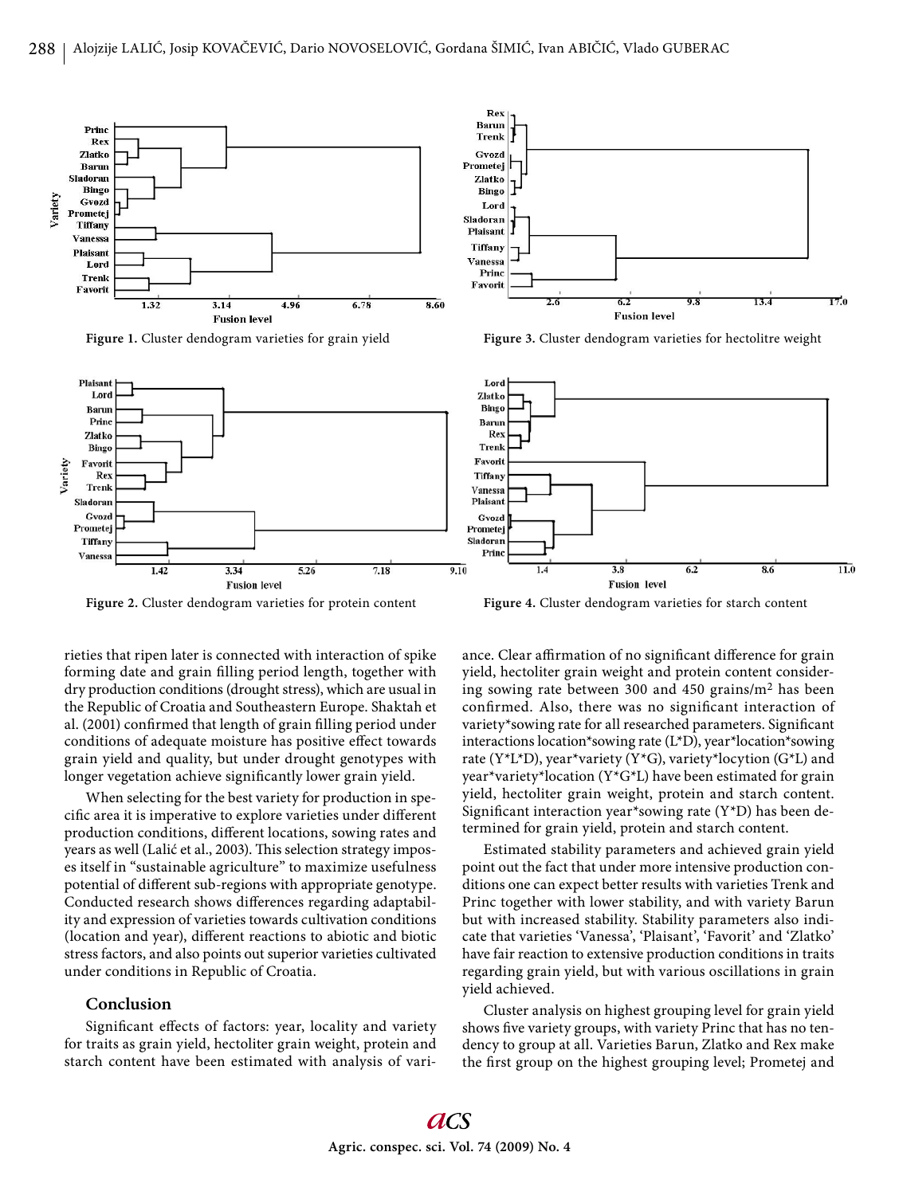Figure 1. Cluster dendogram varieties for grain yield

Figure 3. Cluster dendogram varieties for hectolitre weight

Figure 2. Cluster dendogram varieties for protein content

Figure 4. Cluster dendogram varieties for starch content

rieties that ripen later is connected with interaction of spike forming date and grain filling period length, together with dry production conditions (drought stress), which are usual in the Republic of Croatia and Southeastern Europe. Shaktah et al. (2001) confirmed that length of grain filling period under conditions of adequate moisture has positive effect towards grain yield and quality, but under drought genotypes with longer vegetation achieve significantly lower grain yield.

When selecting for the best variety for production in specific area it is imperative to explore varieties under different production conditions, different locations, sowing rates and years as well (Lalić et al., 2003). This selection strategy imposes itself in "sustainable agriculture" to maximize usefulness potential of different sub-regions with appropriate genotype. Conducted research shows differences regarding adaptability and expression of varieties towards cultivation conditions (location and year), different reactions to abiotic and biotic stress factors, and also points out superior varieties cultivated under conditions in Republic of Croatia.

## Conclusion

Significant effects of factors: year, locality and variety for traits as grain yield, hectoliter grain weight, protein and starch content have been estimated with analysis of variance. Clear affirmation of no significant difference for grain yield, hectoliter grain weight and protein content considering sowing rate between 300 and 450 grains/m$^2$ has been confirmed. Also, there was no significant interaction of variety*sowing rate for all researched parameters. Significant interactions location*sowing rate (L*D), year*location*sowing rate (Y*L*D), year*variety (Y*G), variety*locytion (G*L) and year*variety*location (Y*G*L) have been estimated for grain yield, hectoliter grain weight, protein and starch content. Significant interaction year*sowing rate (Y*D) has been determined for grain yield, protein and starch content.

Estimated stability parameters and achieved grain yield point out the fact that under more intensive production conditions one can expect better results with varieties Trenk and Princ together with lower stability, and with variety Barun but with increased stability. Stability parameters also indicate that varieties 'Vanessa', 'Plaisant', 'Favorit' and 'Zlatko' have fair reaction to extensive production conditions in traits regarding grain yield, but with various oscillations in grain yield achieved.

Cluster analysis on highest grouping level for grain yield shows five variety groups, with variety Princ that has no tendency to group at all. Varieties Barun, Zlatko and Rex make the first group on the highest grouping level; Prometej and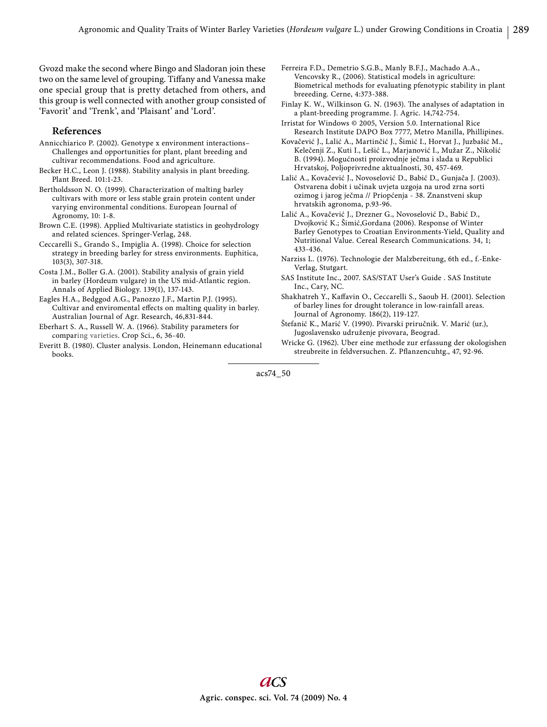Gvozd make the second where Bingo and Sladoran join these two on the same level of grouping. Tiffany and Vanessa make one special group that is pretty detached from others, and this group is well connected with another group consisted of 'Favorit' and 'Trenk', and 'Plaisant' and 'Lord'.

## References

Annicchiarico P. (2002). Genotype x environment interactions–Challenges and opportunities for plant, plant breeding and cultivar recommendations. Food and agriculture.

Becker H.C., Leon J. (1988). Stability analysis in plant breeding. Plant Breed. 101:1-23.

Bertholdsson N. O. (1999). Characterization of malting barley cultivars with more or less stable grain protein content under varying environmental conditions. European Journal of Agronomy, 10: 1-8.

Brown C.E. (1998). Applied Multivariate statistics in geohydrology and related sciences. Springer-Verlag, 248.

Ceccarelli S., Grando S., Impiglia A. (1998). Choice for selection strategy in breeding barley for stress environments. Euphitica, 103(3), 307-318.

Costa J.M., Boller G.A. (2001). Stability analysis of grain yield in barley (Hordeum vulgare) in the US mid-Atlantic region. Annals of Applied Biology. 139(1), 137-143.

Eagles H.A., Bedggod A.G., Panozzo J.F., Martin P.J. (1995). Cultivar and enviromental effects on malting quality in barley. Australian Journal of Agr. Research, 46,831-844.

Eberhart S. A., Russell W. A. (1966). Stability parameters for comparing varieties. Crop Sci., 6, 36-40.

Everitt B. (1980). Cluster analysis. London, Heinemann educational books.

Ferreira F.D., Demetrio S.G.B., Manly B.F.J., Machado A.A., Vencovsky R., (2006). Statistical models in agriculture: Biometrical methods for evaluating pfenotypic stability in plant breeeding. Cerne, 4:373-388.

Finlay K. W., Wilkinson G. N. (1963). The analyses of adaptation in a plant-breeding programme. J. Agric. 14,742-754.

Irristat for Windows © 2005, Version 5.0. International Rice Research Institute DAPO Box 7777, Metro Manilla, Phillipines.

Kovačević J., Lalić A., Martinčić J., Šimić I., Horvat J., Juzbašić M., Kelečenji Z., Kuti I., Lešić L., Marjanović I., Mužar Z., Nikolić B. (1994). Mogućnosti proizvodnje ječma i slada u Republici Hrvatskoj, Poljoprivredne aktualnosti, 30, 457-469.

Lalić A., Kovačević J., Novoselović D., Babić D., Gunjača J. (2003). Ostvarena dobit i učinak uvjeta uzgoja na urod zrna sorti ozimog i jarog ječma // Priopćenja - 38. Znanstveni skup hrvatskih agronoma, p.93-96.

Lalić A., Kovačević J., Drezner G., Novoselović D., Babić D., Dvojković K.; Šimić,Gordana (2006). Response of Winter Barley Genotypes to Croatian Environments-Yield, Quality and Nutritional Value. Cereal Research Communications. 34, 1; 433-436.

Narziss L. (1976). Technologie der Malzbereitung, 6th ed., f.-Enke-Verlag, Stutgart.

SAS Institute Inc., 2007. SAS/STAT User's Guide . SAS Institute Inc., Cary, NC.

Shakhatreh Y., Kaffavin O., Ceccarelli S., Saoub H. (2001). Selection of barley lines for drought tolerance in low-rainfall areas. Journal of Agronomy. 186(2), 119-127.

Štefanić K., Marić V. (1990). Pivarski priručnik. V. Marić (ur.), Jugoslavensko udruženje pivovara, Beograd.

Wricke G. (1962). Uber eine methode zur erfassung der okologishen streubreite in feldversuchen. Z. Pflanzencuhtg., 47, 92-96.

acs74_50